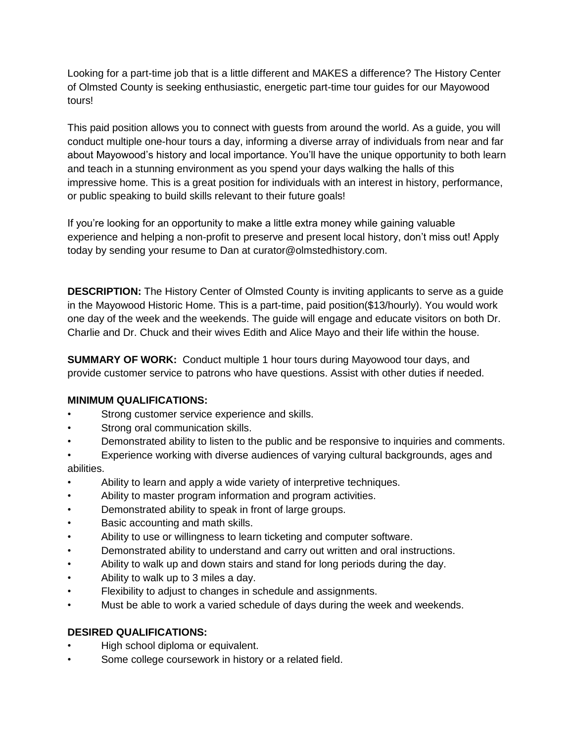Looking for a part-time job that is a little different and MAKES a difference? The History Center of Olmsted County is seeking enthusiastic, energetic part-time tour guides for our Mayowood tours!

This paid position allows you to connect with guests from around the world. As a guide, you will conduct multiple one-hour tours a day, informing a diverse array of individuals from near and far about Mayowood's history and local importance. You'll have the unique opportunity to both learn and teach in a stunning environment as you spend your days walking the halls of this impressive home. This is a great position for individuals with an interest in history, performance, or public speaking to build skills relevant to their future goals!

If you're looking for an opportunity to make a little extra money while gaining valuable experience and helping a non-profit to preserve and present local history, don't miss out! Apply today by sending your resume to Dan at curator@olmstedhistory.com.

**DESCRIPTION:** The History Center of Olmsted County is inviting applicants to serve as a guide in the Mayowood Historic Home. This is a part-time, paid position($13/hourly). You would work one day of the week and the weekends. The guide will engage and educate visitors on both Dr. Charlie and Dr. Chuck and their wives Edith and Alice Mayo and their life within the house.

**SUMMARY OF WORK:** Conduct multiple 1 hour tours during Mayowood tour days, and provide customer service to patrons who have questions. Assist with other duties if needed.

**MINIMUM QUALIFICATIONS:**

- Strong customer service experience and skills.
- Strong oral communication skills.
- Demonstrated ability to listen to the public and be responsive to inquiries and comments.
- Experience working with diverse audiences of varying cultural backgrounds, ages and abilities.
- Ability to learn and apply a wide variety of interpretive techniques.
- Ability to master program information and program activities.
- Demonstrated ability to speak in front of large groups.
- Basic accounting and math skills.
- Ability to use or willingness to learn ticketing and computer software.
- Demonstrated ability to understand and carry out written and oral instructions.
- Ability to walk up and down stairs and stand for long periods during the day.
- Ability to walk up to 3 miles a day.
- Flexibility to adjust to changes in schedule and assignments.
- Must be able to work a varied schedule of days during the week and weekends.

**DESIRED QUALIFICATIONS:**

- High school diploma or equivalent.
- Some college coursework in history or a related field.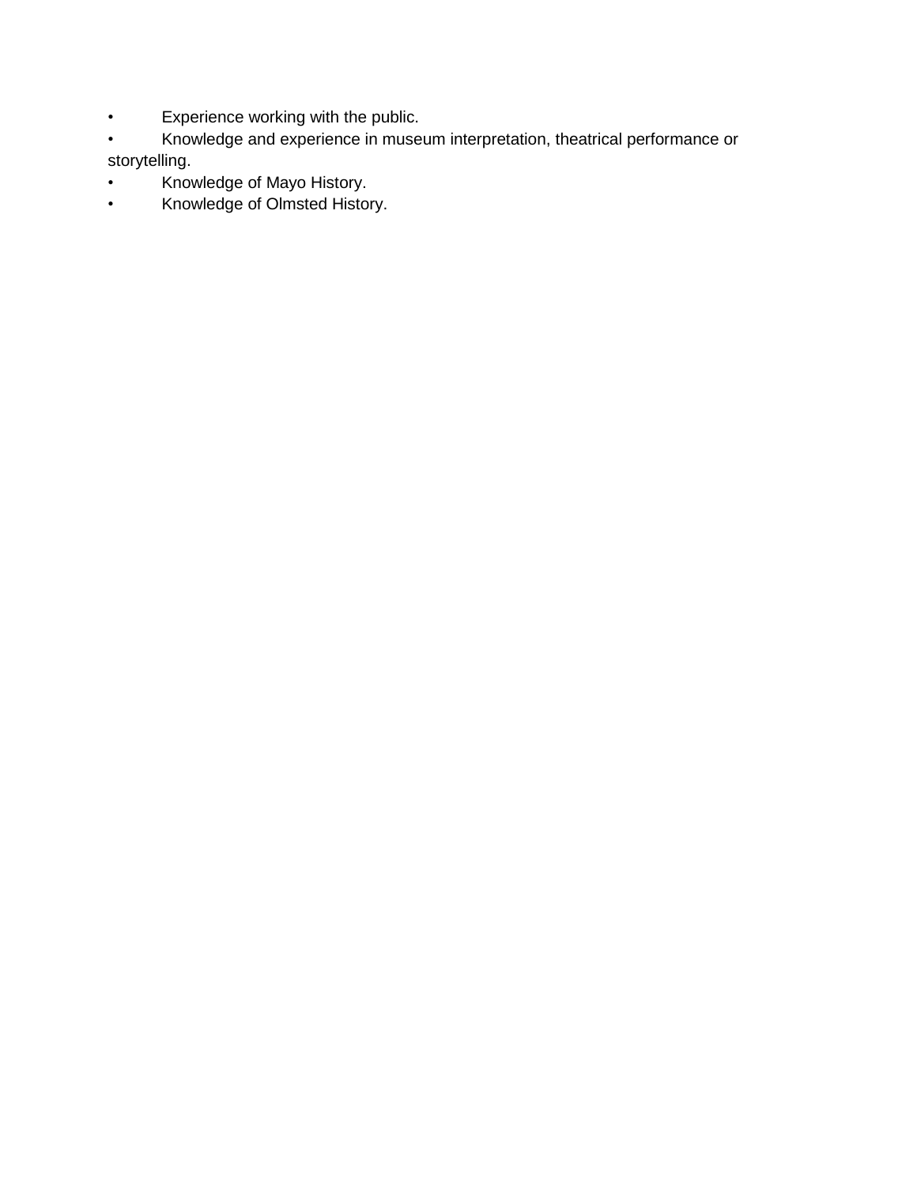- Experience working with the public.
- Knowledge and experience in museum interpretation, theatrical performance or storytelling.
- Knowledge of Mayo History.
- Knowledge of Olmsted History.